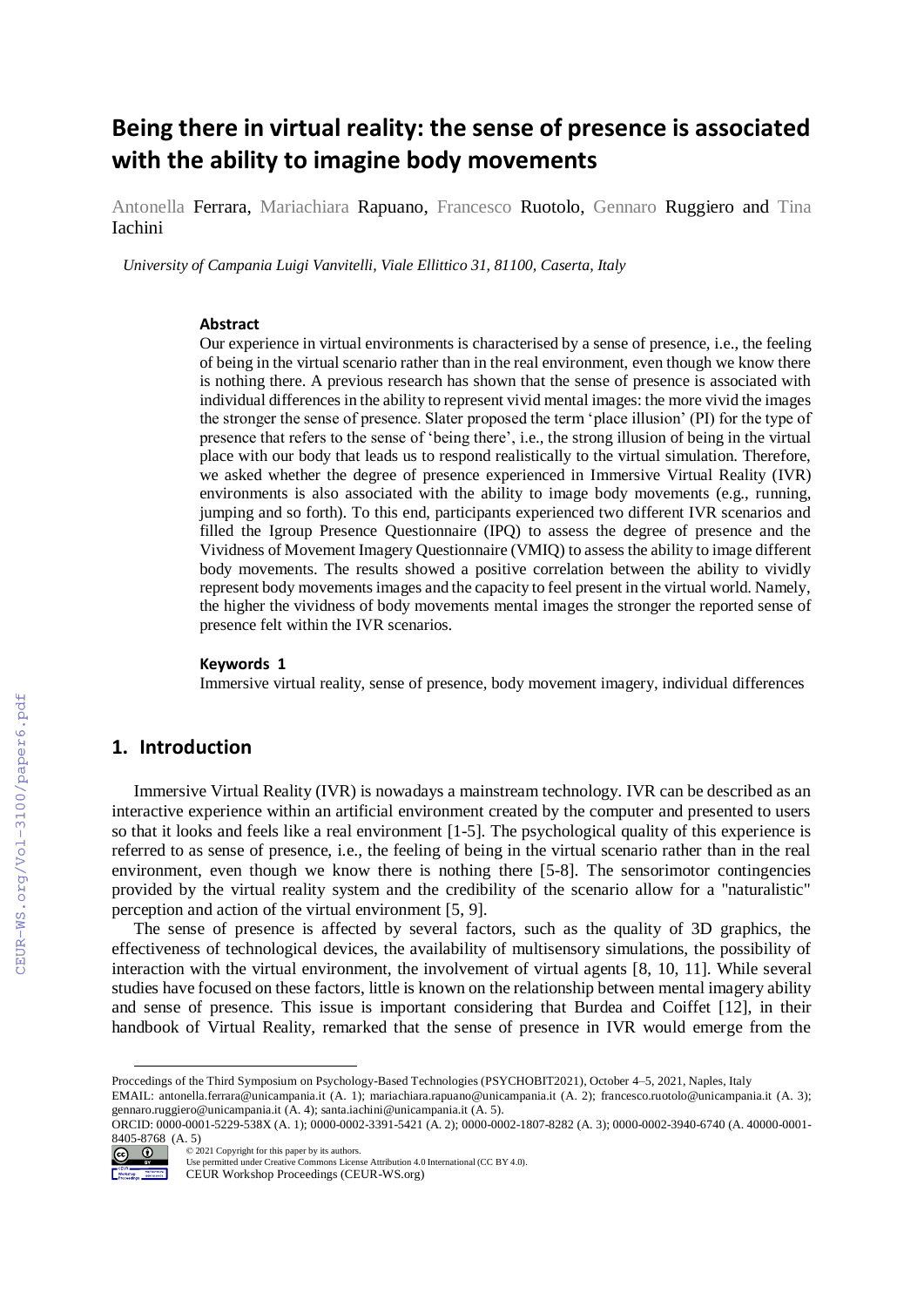# Being there in virtual reality: the sense of presence is associated with the ability to imagine body movements

Antonella Ferrara, Mariachiara Rapuano, Francesco Ruotolo, Gennaro Ruggiero and Tina Iachini

*University of Campania Luigi Vanvitelli, Viale Ellittico 31, 81100, Caserta, Italy*

### Abstract

Our experience in virtual environments is characterised by a sense of presence, i.e., the feeling of being in the virtual scenario rather than in the real environment, even though we know there is nothing there. A previous research has shown that the sense of presence is associated with individual differences in the ability to represent vivid mental images: the more vivid the images the stronger the sense of presence. Slater proposed the term 'place illusion' (PI) for the type of presence that refers to the sense of 'being there', i.e., the strong illusion of being in the virtual place with our body that leads us to respond realistically to the virtual simulation. Therefore, we asked whether the degree of presence experienced in Immersive Virtual Reality (IVR) environments is also associated with the ability to image body movements (e.g., running, jumping and so forth). To this end, participants experienced two different IVR scenarios and filled the Igroup Presence Questionnaire (IPQ) to assess the degree of presence and the Vividness of Movement Imagery Questionnaire (VMIQ) to assess the ability to image different body movements. The results showed a positive correlation between the ability to vividly represent body movements images and the capacity to feel present in the virtual world. Namely, the higher the vividness of body movements mental images the stronger the reported sense of presence felt within the IVR scenarios.

### Keywords 1

Immersive virtual reality, sense of presence, body movement imagery, individual differences

## 1. Introduction

Immersive Virtual Reality (IVR) is nowadays a mainstream technology. IVR can be described as an interactive experience within an artificial environment created by the computer and presented to users so that it looks and feels like a real environment [1-5]. The psychological quality of this experience is referred to as sense of presence, i.e., the feeling of being in the virtual scenario rather than in the real environment, even though we know there is nothing there [5-8]. The sensorimotor contingencies provided by the virtual reality system and the credibility of the scenario allow for a "naturalistic" perception and action of the virtual environment [5, 9].

The sense of presence is affected by several factors, such as the quality of 3D graphics, the effectiveness of technological devices, the availability of multisensory simulations, the possibility of interaction with the virtual environment, the involvement of virtual agents [8, 10, 11]. While several studies have focused on these factors, little is known on the relationship between mental imagery ability and sense of presence. This issue is important considering that Burdea and Coiffet [12], in their handbook of Virtual Reality, remarked that the sense of presence in IVR would emerge from the

---

Proccedings of the Third Symposium on Psychology-Based Technologies (PSYCHOBIT2021), October 4–5, 2021, Naples, Italy
EMAIL: antonella.ferrara@unicampania.it (A. 1); mariachiara.rapuano@unicampania.it (A. 2); francesco.ruotolo@unicampania.it (A. 3); gennaro.ruggiero@unicampania.it (A. 4); santa.iachini@unicampania.it (A. 5).
ORCID: 0000-0001-5229-538X (A. 1); 0000-0002-3391-5421 (A. 2); 0000-0002-1807-8282 (A. 3); 0000-0002-3940-6740 (A. 40000-0001-8405-8768 (A. 5)
© 2021 Copyright for this paper by its authors.
Use permitted under Creative Commons License Attribution 4.0 International (CC BY 4.0).
CEUR Workshop Proceedings (CEUR-WS.org)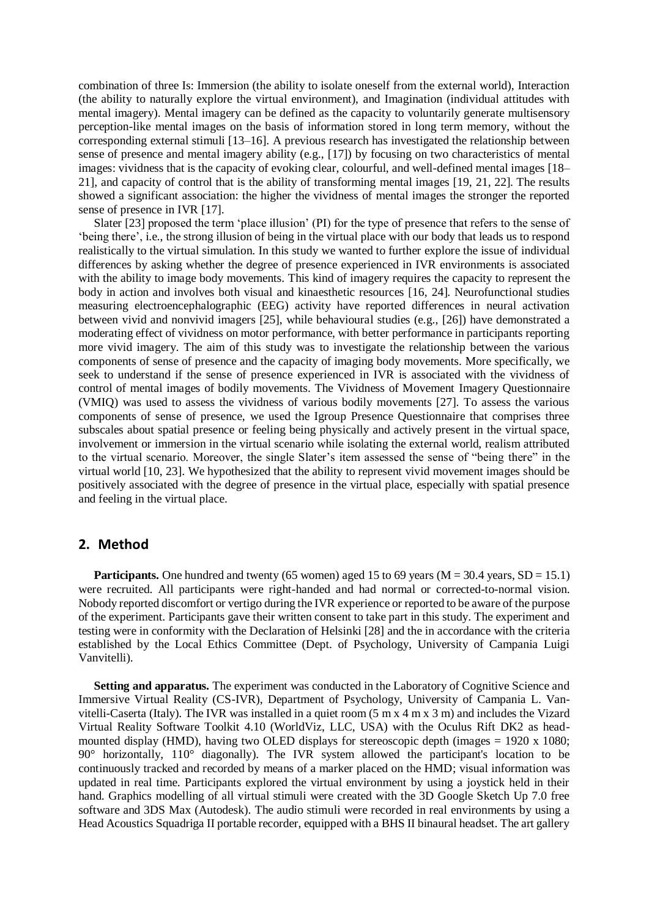combination of three Is: Immersion (the ability to isolate oneself from the external world), Interaction (the ability to naturally explore the virtual environment), and Imagination (individual attitudes with mental imagery). Mental imagery can be defined as the capacity to voluntarily generate multisensory perception-like mental images on the basis of information stored in long term memory, without the corresponding external stimuli [13–16]. A previous research has investigated the relationship between sense of presence and mental imagery ability (e.g., [17]) by focusing on two characteristics of mental images: vividness that is the capacity of evoking clear, colourful, and well-defined mental images [18–21], and capacity of control that is the ability of transforming mental images [19, 21, 22]. The results showed a significant association: the higher the vividness of mental images the stronger the reported sense of presence in IVR [17].

Slater [23] proposed the term 'place illusion' (PI) for the type of presence that refers to the sense of 'being there', i.e., the strong illusion of being in the virtual place with our body that leads us to respond realistically to the virtual simulation. In this study we wanted to further explore the issue of individual differences by asking whether the degree of presence experienced in IVR environments is associated with the ability to image body movements. This kind of imagery requires the capacity to represent the body in action and involves both visual and kinaesthetic resources [16, 24]. Neurofunctional studies measuring electroencephalographic (EEG) activity have reported differences in neural activation between vivid and nonvivid imagers [25], while behavioural studies (e.g., [26]) have demonstrated a moderating effect of vividness on motor performance, with better performance in participants reporting more vivid imagery. The aim of this study was to investigate the relationship between the various components of sense of presence and the capacity of imaging body movements. More specifically, we seek to understand if the sense of presence experienced in IVR is associated with the vividness of control of mental images of bodily movements. The Vividness of Movement Imagery Questionnaire (VMIQ) was used to assess the vividness of various bodily movements [27]. To assess the various components of sense of presence, we used the Igroup Presence Questionnaire that comprises three subscales about spatial presence or feeling being physically and actively present in the virtual space, involvement or immersion in the virtual scenario while isolating the external world, realism attributed to the virtual scenario. Moreover, the single Slater's item assessed the sense of "being there" in the virtual world [10, 23]. We hypothesized that the ability to represent vivid movement images should be positively associated with the degree of presence in the virtual place, especially with spatial presence and feeling in the virtual place.

## 2. Method

**Participants.** One hundred and twenty (65 women) aged 15 to 69 years (M = 30.4 years, SD = 15.1) were recruited. All participants were right-handed and had normal or corrected-to-normal vision. Nobody reported discomfort or vertigo during the IVR experience or reported to be aware of the purpose of the experiment. Participants gave their written consent to take part in this study. The experiment and testing were in conformity with the Declaration of Helsinki [28] and the in accordance with the criteria established by the Local Ethics Committee (Dept. of Psychology, University of Campania Luigi Vanvitelli).

**Setting and apparatus.** The experiment was conducted in the Laboratory of Cognitive Science and Immersive Virtual Reality (CS-IVR), Department of Psychology, University of Campania L. Vanvitelli-Caserta (Italy). The IVR was installed in a quiet room (5 m x 4 m x 3 m) and includes the Vizard Virtual Reality Software Toolkit 4.10 (WorldViz, LLC, USA) with the Oculus Rift DK2 as head-mounted display (HMD), having two OLED displays for stereoscopic depth (images = 1920 x 1080; 90° horizontally, 110° diagonally). The IVR system allowed the participant's location to be continuously tracked and recorded by means of a marker placed on the HMD; visual information was updated in real time. Participants explored the virtual environment by using a joystick held in their hand. Graphics modelling of all virtual stimuli were created with the 3D Google Sketch Up 7.0 free software and 3DS Max (Autodesk). The audio stimuli were recorded in real environments by using a Head Acoustics Squadriga II portable recorder, equipped with a BHS II binaural headset. The art gallery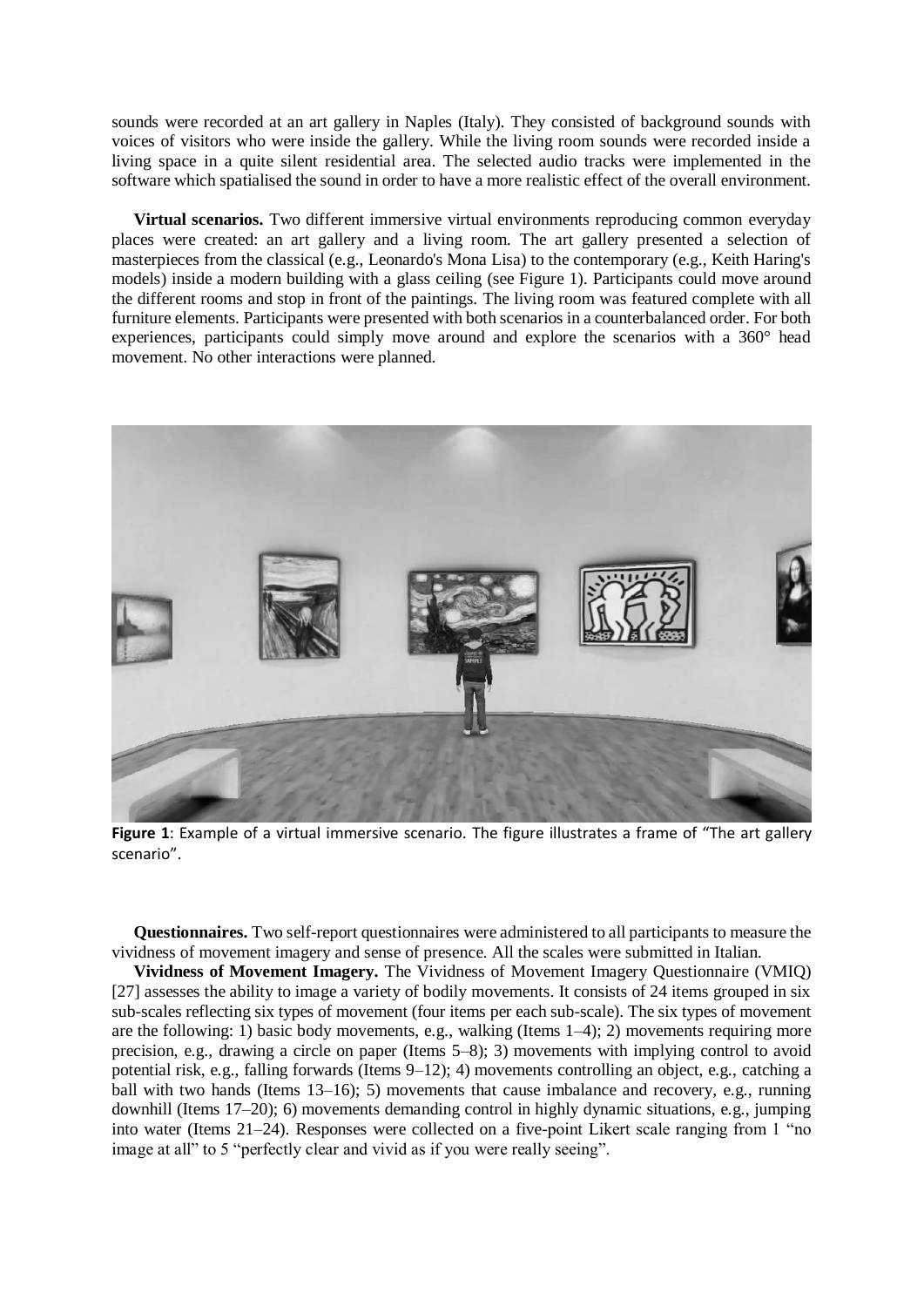sounds were recorded at an art gallery in Naples (Italy). They consisted of background sounds with voices of visitors who were inside the gallery. While the living room sounds were recorded inside a living space in a quite silent residential area. The selected audio tracks were implemented in the software which spatialised the sound in order to have a more realistic effect of the overall environment.

**Virtual scenarios.** Two different immersive virtual environments reproducing common everyday places were created: an art gallery and a living room. The art gallery presented a selection of masterpieces from the classical (e.g., Leonardo's Mona Lisa) to the contemporary (e.g., Keith Haring's models) inside a modern building with a glass ceiling (see Figure 1). Participants could move around the different rooms and stop in front of the paintings. The living room was featured complete with all furniture elements. Participants were presented with both scenarios in a counterbalanced order. For both experiences, participants could simply move around and explore the scenarios with a 360° head movement. No other interactions were planned.

**Figure 1**: Example of a virtual immersive scenario. The figure illustrates a frame of "The art gallery scenario".

**Questionnaires.** Two self-report questionnaires were administered to all participants to measure the vividness of movement imagery and sense of presence. All the scales were submitted in Italian.

**Vividness of Movement Imagery.** The Vividness of Movement Imagery Questionnaire (VMIQ) [27] assesses the ability to image a variety of bodily movements. It consists of 24 items grouped in six sub-scales reflecting six types of movement (four items per each sub-scale). The six types of movement are the following: 1) basic body movements, e.g., walking (Items 1–4); 2) movements requiring more precision, e.g., drawing a circle on paper (Items 5–8); 3) movements with implying control to avoid potential risk, e.g., falling forwards (Items 9–12); 4) movements controlling an object, e.g., catching a ball with two hands (Items 13–16); 5) movements that cause imbalance and recovery, e.g., running downhill (Items 17–20); 6) movements demanding control in highly dynamic situations, e.g., jumping into water (Items 21–24). Responses were collected on a five-point Likert scale ranging from 1 "no image at all" to 5 "perfectly clear and vivid as if you were really seeing".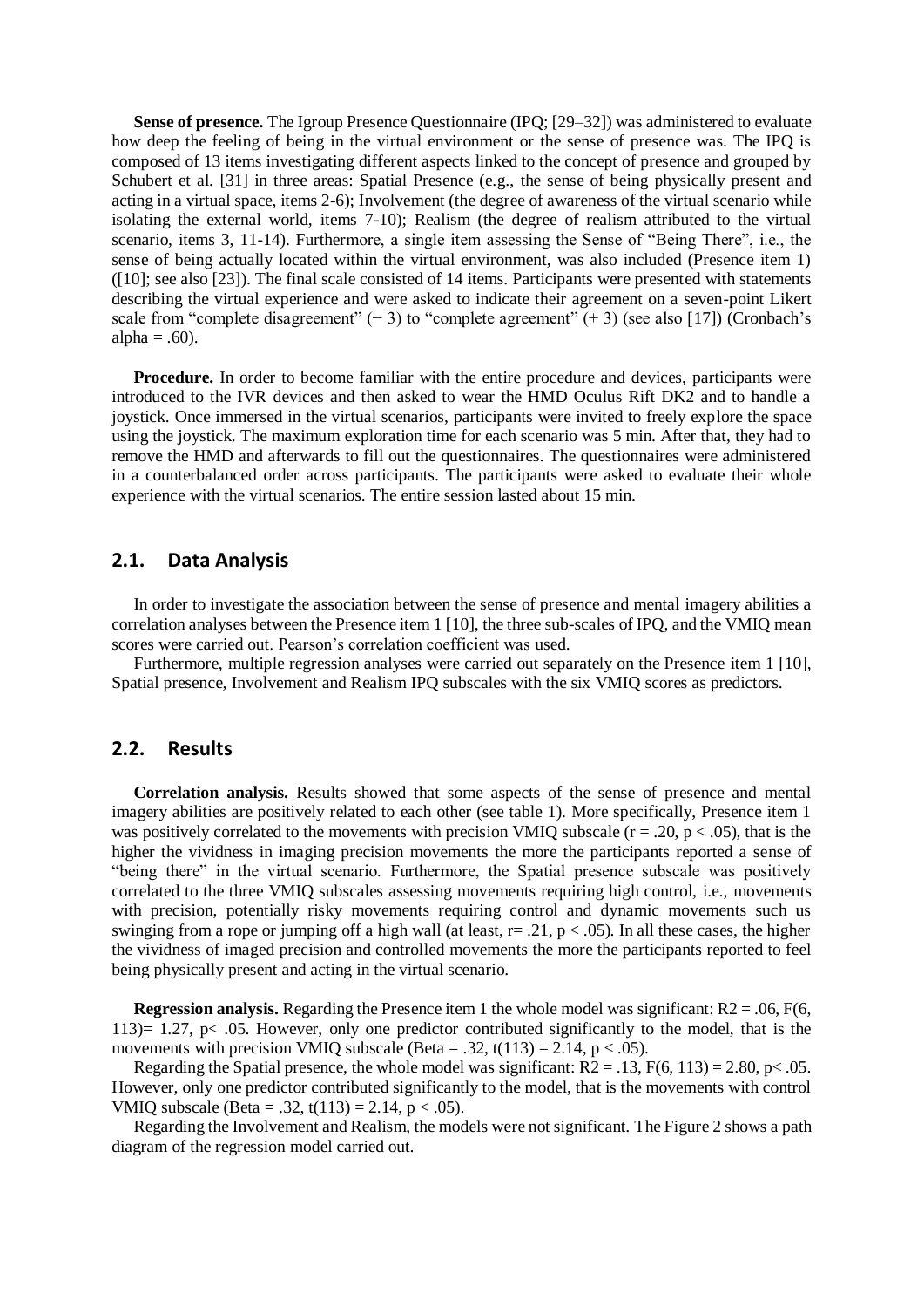**Sense of presence.** The Igroup Presence Questionnaire (IPQ; [29–32]) was administered to evaluate how deep the feeling of being in the virtual environment or the sense of presence was. The IPQ is composed of 13 items investigating different aspects linked to the concept of presence and grouped by Schubert et al. [31] in three areas: Spatial Presence (e.g., the sense of being physically present and acting in a virtual space, items 2-6); Involvement (the degree of awareness of the virtual scenario while isolating the external world, items 7-10); Realism (the degree of realism attributed to the virtual scenario, items 3, 11-14). Furthermore, a single item assessing the Sense of "Being There", i.e., the sense of being actually located within the virtual environment, was also included (Presence item 1) ([10]; see also [23]). The final scale consisted of 14 items. Participants were presented with statements describing the virtual experience and were asked to indicate their agreement on a seven-point Likert scale from "complete disagreement" ($-3$) to "complete agreement" ($+3$) (see also [17]) (Cronbach's alpha = .60).

**Procedure.** In order to become familiar with the entire procedure and devices, participants were introduced to the IVR devices and then asked to wear the HMD Oculus Rift DK2 and to handle a joystick. Once immersed in the virtual scenarios, participants were invited to freely explore the space using the joystick. The maximum exploration time for each scenario was 5 min. After that, they had to remove the HMD and afterwards to fill out the questionnaires. The questionnaires were administered in a counterbalanced order across participants. The participants were asked to evaluate their whole experience with the virtual scenarios. The entire session lasted about 15 min.

## 2.1. Data Analysis

In order to investigate the association between the sense of presence and mental imagery abilities a correlation analyses between the Presence item 1 [10], the three sub-scales of IPQ, and the VMIQ mean scores were carried out. Pearson's correlation coefficient was used.

Furthermore, multiple regression analyses were carried out separately on the Presence item 1 [10], Spatial presence, Involvement and Realism IPQ subscales with the six VMIQ scores as predictors.

## 2.2. Results

**Correlation analysis.** Results showed that some aspects of the sense of presence and mental imagery abilities are positively related to each other (see table 1). More specifically, Presence item 1 was positively correlated to the movements with precision VMIQ subscale ($r = .20$, $p < .05$), that is the higher the vividness in imaging precision movements the more the participants reported a sense of "being there" in the virtual scenario. Furthermore, the Spatial presence subscale was positively correlated to the three VMIQ subscales assessing movements requiring high control, i.e., movements with precision, potentially risky movements requiring control and dynamic movements such us swinging from a rope or jumping off a high wall (at least, $r = .21$, $p < .05$). In all these cases, the higher the vividness of imaged precision and controlled movements the more the participants reported to feel being physically present and acting in the virtual scenario.

**Regression analysis.** Regarding the Presence item 1 the whole model was significant: $R2 = .06$, $F(6, 113) = 1.27$, $p < .05$. However, only one predictor contributed significantly to the model, that is the movements with precision VMIQ subscale (Beta = .32, $t(113) = 2.14$, $p < .05$).

Regarding the Spatial presence, the whole model was significant: $R2 = .13$, $F(6, 113) = 2.80$, $p < .05$. However, only one predictor contributed significantly to the model, that is the movements with control VMIQ subscale (Beta = .32, $t(113) = 2.14$, $p < .05$).

Regarding the Involvement and Realism, the models were not significant. The Figure 2 shows a path diagram of the regression model carried out.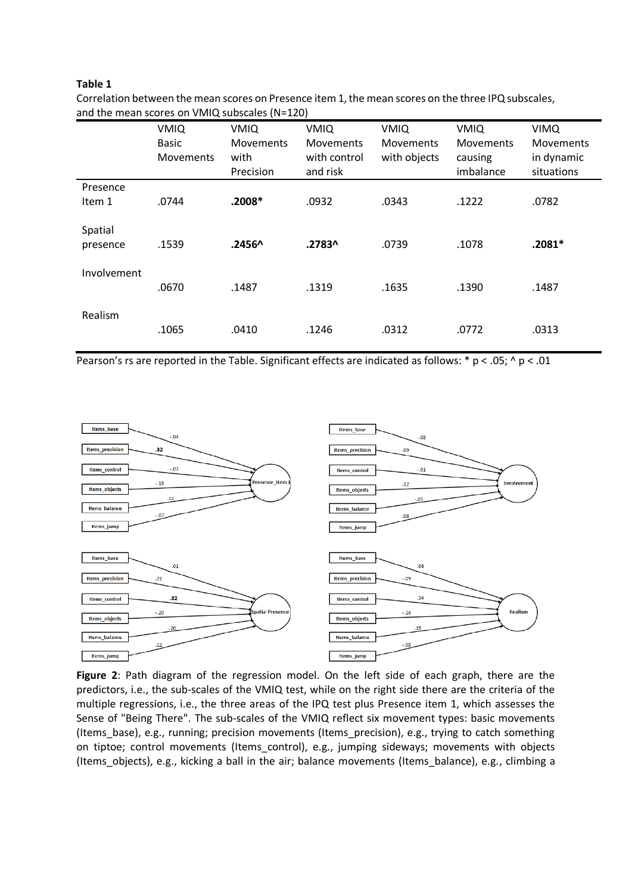**Table 1**

Correlation between the mean scores on Presence item 1, the mean scores on the three IPQ subscales, and the mean scores on VMIQ subscales (N=120)

| | VMIQ Basic Movements | VMIQ Movements with Precision | VMIQ Movements with control and risk | VMIQ Movements with objects | VMIQ Movements causing imbalance | VIMQ Movements in dynamic situations |
|---|---|---|---|---|---|---|
| Presence Item 1 | .0744 | **.2008*** | .0932 | .0343 | .1222 | .0782 |
| Spatial presence | .1539 | **.2456^** | **.2783^** | .0739 | .1078 | **.2081*** |
| Involvement | .0670 | .1487 | .1319 | .1635 | .1390 | .1487 |
| Realism | .1065 | .0410 | .1246 | .0312 | .0772 | .0313 |

Pearson's rs are reported in the Table. Significant effects are indicated as follows: * p < .05; ^ p < .01

**Figure 2**: Path diagram of the regression model. On the left side of each graph, there are the predictors, i.e., the sub-scales of the VMIQ test, while on the right side there are the criteria of the multiple regressions, i.e., the three areas of the IPQ test plus Presence item 1, which assesses the Sense of "Being There". The sub-scales of the VMIQ reflect six movement types: basic movements (Items_base), e.g., running; precision movements (Items_precision), e.g., trying to catch something on tiptoe; control movements (Items_control), e.g., jumping sideways; movements with objects (Items_objects), e.g., kicking a ball in the air; balance movements (Items_balance), e.g., climbing a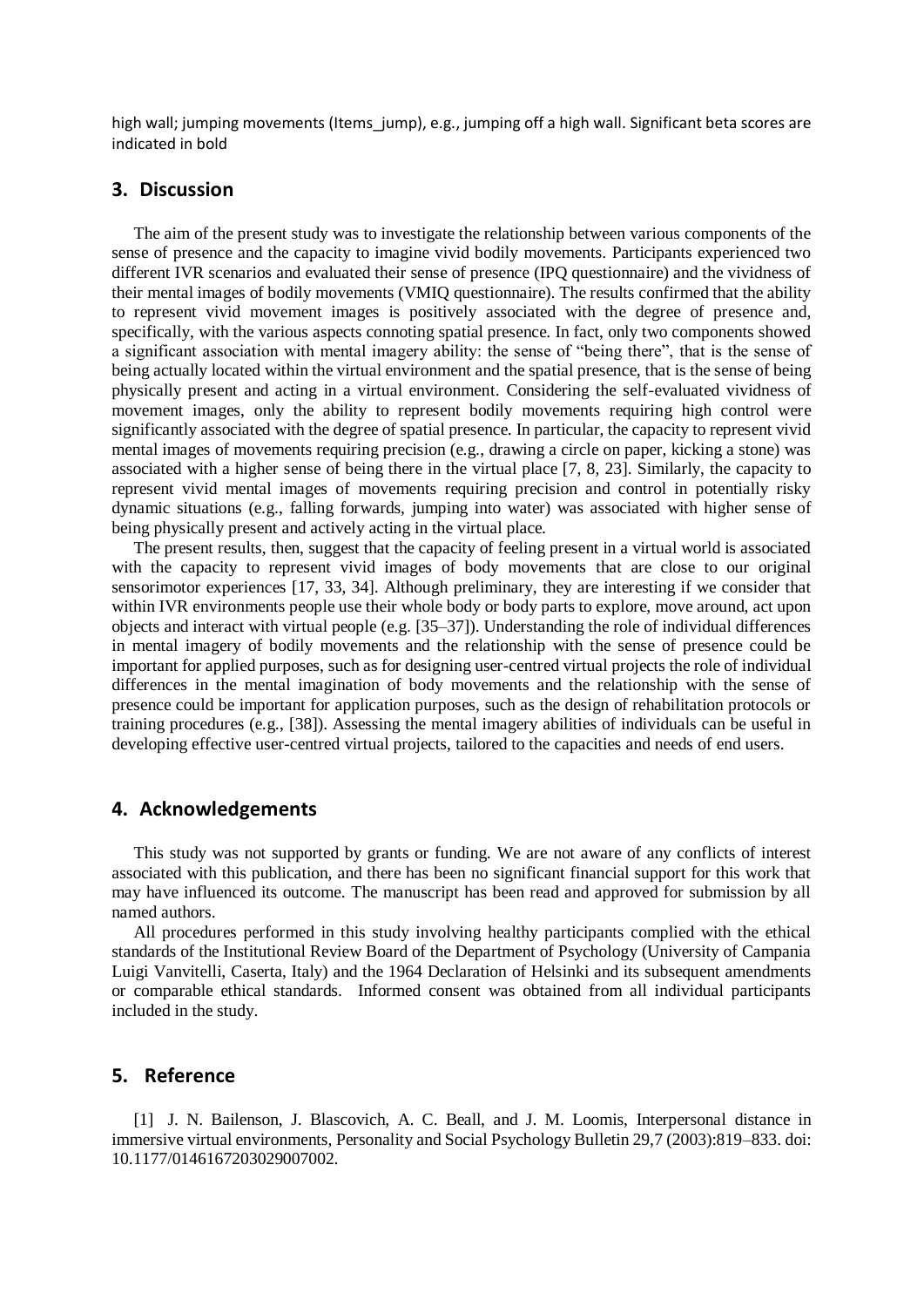high wall; jumping movements (Items_jump), e.g., jumping off a high wall. Significant beta scores are indicated in bold

## 3. Discussion

The aim of the present study was to investigate the relationship between various components of the sense of presence and the capacity to imagine vivid bodily movements. Participants experienced two different IVR scenarios and evaluated their sense of presence (IPQ questionnaire) and the vividness of their mental images of bodily movements (VMIQ questionnaire). The results confirmed that the ability to represent vivid movement images is positively associated with the degree of presence and, specifically, with the various aspects connoting spatial presence. In fact, only two components showed a significant association with mental imagery ability: the sense of "being there", that is the sense of being actually located within the virtual environment and the spatial presence, that is the sense of being physically present and acting in a virtual environment. Considering the self-evaluated vividness of movement images, only the ability to represent bodily movements requiring high control were significantly associated with the degree of spatial presence. In particular, the capacity to represent vivid mental images of movements requiring precision (e.g., drawing a circle on paper, kicking a stone) was associated with a higher sense of being there in the virtual place [7, 8, 23]. Similarly, the capacity to represent vivid mental images of movements requiring precision and control in potentially risky dynamic situations (e.g., falling forwards, jumping into water) was associated with higher sense of being physically present and actively acting in the virtual place.

The present results, then, suggest that the capacity of feeling present in a virtual world is associated with the capacity to represent vivid images of body movements that are close to our original sensorimotor experiences [17, 33, 34]. Although preliminary, they are interesting if we consider that within IVR environments people use their whole body or body parts to explore, move around, act upon objects and interact with virtual people (e.g. [35–37]). Understanding the role of individual differences in mental imagery of bodily movements and the relationship with the sense of presence could be important for applied purposes, such as for designing user-centred virtual projects the role of individual differences in the mental imagination of body movements and the relationship with the sense of presence could be important for application purposes, such as the design of rehabilitation protocols or training procedures (e.g., [38]). Assessing the mental imagery abilities of individuals can be useful in developing effective user-centred virtual projects, tailored to the capacities and needs of end users.

## 4. Acknowledgements

This study was not supported by grants or funding. We are not aware of any conflicts of interest associated with this publication, and there has been no significant financial support for this work that may have influenced its outcome. The manuscript has been read and approved for submission by all named authors.

All procedures performed in this study involving healthy participants complied with the ethical standards of the Institutional Review Board of the Department of Psychology (University of Campania Luigi Vanvitelli, Caserta, Italy) and the 1964 Declaration of Helsinki and its subsequent amendments or comparable ethical standards. Informed consent was obtained from all individual participants included in the study.

## 5. Reference

[1] J. N. Bailenson, J. Blascovich, A. C. Beall, and J. M. Loomis, Interpersonal distance in immersive virtual environments, Personality and Social Psychology Bulletin 29,7 (2003):819–833. doi: 10.1177/0146167203029007002.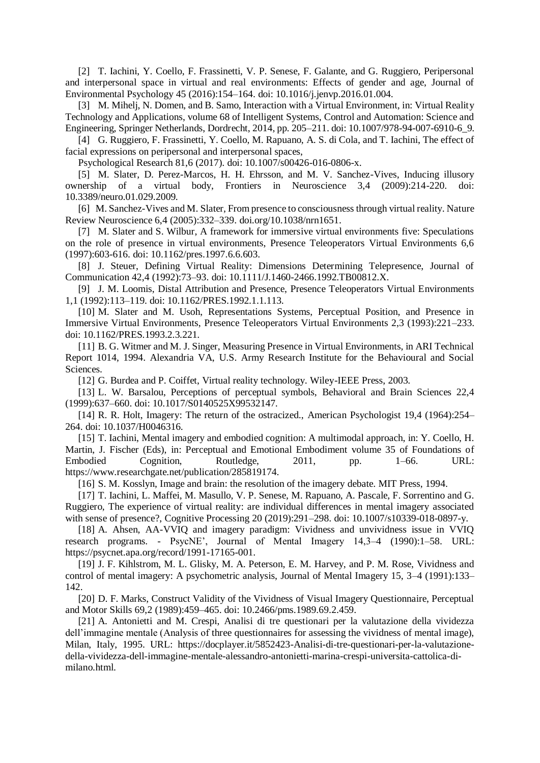[2] T. Iachini, Y. Coello, F. Frassinetti, V. P. Senese, F. Galante, and G. Ruggiero, Peripersonal and interpersonal space in virtual and real environments: Effects of gender and age, Journal of Environmental Psychology 45 (2016):154–164. doi: 10.1016/j.jenvp.2016.01.004.

[3] M. Mihelj, N. Domen, and B. Samo, Interaction with a Virtual Environment, in: Virtual Reality Technology and Applications, volume 68 of Intelligent Systems, Control and Automation: Science and Engineering, Springer Netherlands, Dordrecht, 2014, pp. 205–211. doi: 10.1007/978-94-007-6910-6_9.

[4] G. Ruggiero, F. Frassinetti, Y. Coello, M. Rapuano, A. S. di Cola, and T. Iachini, The effect of facial expressions on peripersonal and interpersonal spaces,

Psychological Research 81,6 (2017). doi: 10.1007/s00426-016-0806-x.

[5] M. Slater, D. Perez-Marcos, H. H. Ehrsson, and M. V. Sanchez-Vives, Inducing illusory ownership of a virtual body, Frontiers in Neuroscience 3,4 (2009):214-220. doi: 10.3389/neuro.01.029.2009.

[6] M. Sanchez-Vives and M. Slater, From presence to consciousness through virtual reality. Nature Review Neuroscience 6,4 (2005):332–339. doi.org/10.1038/nrn1651.

[7] M. Slater and S. Wilbur, A framework for immersive virtual environments five: Speculations on the role of presence in virtual environments, Presence Teleoperators Virtual Environments 6,6 (1997):603-616. doi: 10.1162/pres.1997.6.6.603.

[8] J. Steuer, Defining Virtual Reality: Dimensions Determining Telepresence, Journal of Communication 42,4 (1992):73–93. doi: 10.1111/J.1460-2466.1992.TB00812.X.

[9] J. M. Loomis, Distal Attribution and Presence, Presence Teleoperators Virtual Environments 1,1 (1992):113–119. doi: 10.1162/PRES.1992.1.1.113.

[10] M. Slater and M. Usoh, Representations Systems, Perceptual Position, and Presence in Immersive Virtual Environments, Presence Teleoperators Virtual Environments 2,3 (1993):221–233. doi: 10.1162/PRES.1993.2.3.221.

[11] B. G. Witmer and M. J. Singer, Measuring Presence in Virtual Environments, in ARI Technical Report 1014, 1994. Alexandria VA, U.S. Army Research Institute for the Behavioural and Social Sciences.

[12] G. Burdea and P. Coiffet, Virtual reality technology. Wiley-IEEE Press, 2003.

[13] L. W. Barsalou, Perceptions of perceptual symbols, Behavioral and Brain Sciences 22,4 (1999):637–660. doi: 10.1017/S0140525X99532147.

[14] R. R. Holt, Imagery: The return of the ostracized., American Psychologist 19,4 (1964):254–264. doi: 10.1037/H0046316.

[15] T. Iachini, Mental imagery and embodied cognition: A multimodal approach, in: Y. Coello, H. Martin, J. Fischer (Eds), in: Perceptual and Emotional Embodiment volume 35 of Foundations of Embodied Cognition, Routledge, 2011, pp. 1–66. URL: https://www.researchgate.net/publication/285819174.

[16] S. M. Kosslyn, Image and brain: the resolution of the imagery debate. MIT Press, 1994.

[17] T. Iachini, L. Maffei, M. Masullo, V. P. Senese, M. Rapuano, A. Pascale, F. Sorrentino and G. Ruggiero, The experience of virtual reality: are individual differences in mental imagery associated with sense of presence?, Cognitive Processing 20 (2019):291–298. doi: 10.1007/s10339-018-0897-y.

[18] A. Ahsen, AA-VVIQ and imagery paradigm: Vividness and unvividness issue in VVIQ research programs. - PsycNE', Journal of Mental Imagery 14,3–4 (1990):1–58. URL: https://psycnet.apa.org/record/1991-17165-001.

[19] J. F. Kihlstrom, M. L. Glisky, M. A. Peterson, E. M. Harvey, and P. M. Rose, Vividness and control of mental imagery: A psychometric analysis, Journal of Mental Imagery 15, 3–4 (1991):133–142.

[20] D. F. Marks, Construct Validity of the Vividness of Visual Imagery Questionnaire, Perceptual and Motor Skills 69,2 (1989):459–465. doi: 10.2466/pms.1989.69.2.459.

[21] A. Antonietti and M. Crespi, Analisi di tre questionari per la valutazione della vividezza dell'immagine mentale (Analysis of three questionnaires for assessing the vividness of mental image), Milan, Italy, 1995. URL: https://docplayer.it/5852423-Analisi-di-tre-questionari-per-la-valutazione-della-vividezza-dell-immagine-mentale-alessandro-antonietti-marina-crespi-universita-cattolica-di-milano.html.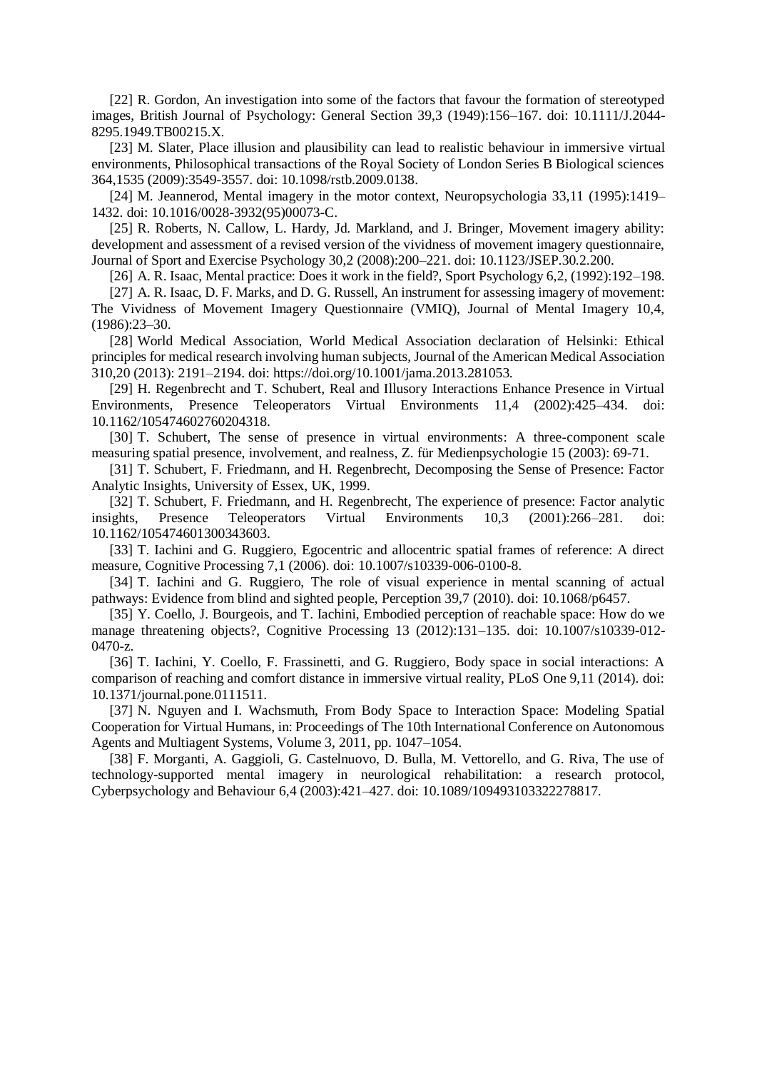[22] R. Gordon, An investigation into some of the factors that favour the formation of stereotyped images, British Journal of Psychology: General Section 39,3 (1949):156–167. doi: 10.1111/J.2044-8295.1949.TB00215.X.

[23] M. Slater, Place illusion and plausibility can lead to realistic behaviour in immersive virtual environments, Philosophical transactions of the Royal Society of London Series B Biological sciences 364,1535 (2009):3549-3557. doi: 10.1098/rstb.2009.0138.

[24] M. Jeannerod, Mental imagery in the motor context, Neuropsychologia 33,11 (1995):1419–1432. doi: 10.1016/0028-3932(95)00073-C.

[25] R. Roberts, N. Callow, L. Hardy, Jd. Markland, and J. Bringer, Movement imagery ability: development and assessment of a revised version of the vividness of movement imagery questionnaire, Journal of Sport and Exercise Psychology 30,2 (2008):200–221. doi: 10.1123/JSEP.30.2.200.

[26] A. R. Isaac, Mental practice: Does it work in the field?, Sport Psychology 6,2, (1992):192–198.

[27] A. R. Isaac, D. F. Marks, and D. G. Russell, An instrument for assessing imagery of movement: The Vividness of Movement Imagery Questionnaire (VMIQ), Journal of Mental Imagery 10,4, (1986):23–30.

[28] World Medical Association, World Medical Association declaration of Helsinki: Ethical principles for medical research involving human subjects, Journal of the American Medical Association 310,20 (2013): 2191–2194. doi: https://doi.org/10.1001/jama.2013.281053.

[29] H. Regenbrecht and T. Schubert, Real and Illusory Interactions Enhance Presence in Virtual Environments, Presence Teleoperators Virtual Environments 11,4 (2002):425–434. doi: 10.1162/105474602760204318.

[30] T. Schubert, The sense of presence in virtual environments: A three-component scale measuring spatial presence, involvement, and realness, Z. für Medienpsychologie 15 (2003): 69-71.

[31] T. Schubert, F. Friedmann, and H. Regenbrecht, Decomposing the Sense of Presence: Factor Analytic Insights, University of Essex, UK, 1999.

[32] T. Schubert, F. Friedmann, and H. Regenbrecht, The experience of presence: Factor analytic insights, Presence Teleoperators Virtual Environments 10,3 (2001):266–281. doi: 10.1162/105474601300343603.

[33] T. Iachini and G. Ruggiero, Egocentric and allocentric spatial frames of reference: A direct measure, Cognitive Processing 7,1 (2006). doi: 10.1007/s10339-006-0100-8.

[34] T. Iachini and G. Ruggiero, The role of visual experience in mental scanning of actual pathways: Evidence from blind and sighted people, Perception 39,7 (2010). doi: 10.1068/p6457.

[35] Y. Coello, J. Bourgeois, and T. Iachini, Embodied perception of reachable space: How do we manage threatening objects?, Cognitive Processing 13 (2012):131–135. doi: 10.1007/s10339-012-0470-z.

[36] T. Iachini, Y. Coello, F. Frassinetti, and G. Ruggiero, Body space in social interactions: A comparison of reaching and comfort distance in immersive virtual reality, PLoS One 9,11 (2014). doi: 10.1371/journal.pone.0111511.

[37] N. Nguyen and I. Wachsmuth, From Body Space to Interaction Space: Modeling Spatial Cooperation for Virtual Humans, in: Proceedings of The 10th International Conference on Autonomous Agents and Multiagent Systems, Volume 3, 2011, pp. 1047–1054.

[38] F. Morganti, A. Gaggioli, G. Castelnuovo, D. Bulla, M. Vettorello, and G. Riva, The use of technology-supported mental imagery in neurological rehabilitation: a research protocol, Cyberpsychology and Behaviour 6,4 (2003):421–427. doi: 10.1089/109493103322278817.